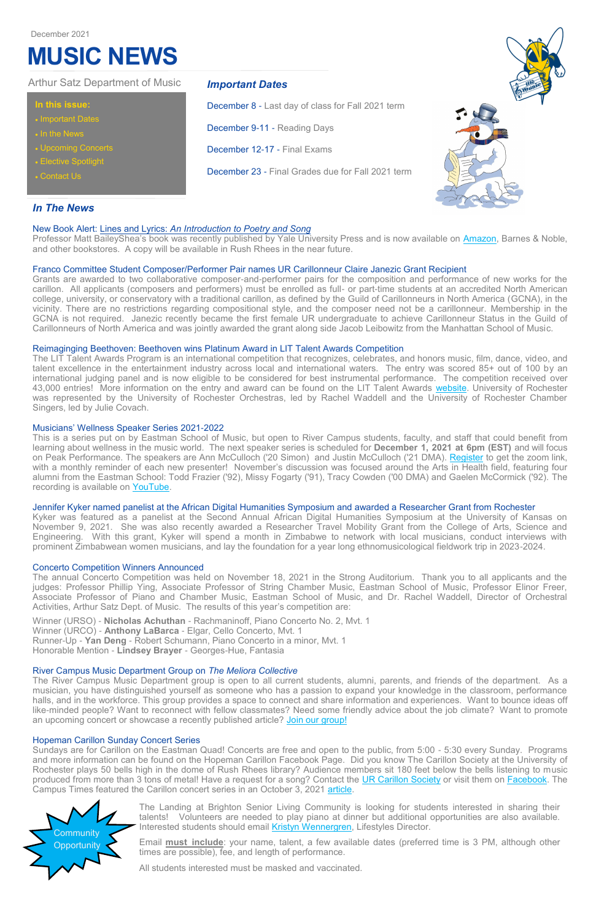December 2021

# MUSIC NEWS

Arthur Satz Department of Music

**In this issue:**

- Important Dates
- In the News
- Upcoming Concerts
- Elective Spotlight
- Contact Us

## *Important Dates*

December 8 - Last day of class for Fall 2021 term

December 9-11 - Reading Days

December 12-17 - Final Exams

December 23 - Final Grades due for Fall 2021 term

## *In The News*

### New Book Alert: Lines and Lyrics: *An Introduction to Poetry and Song*

Professor Matt BaileyShea's book was recently published by Yale University Press and is now available on Amazon, Barnes & Noble, and other bookstores. A copy will be available in Rush Rhees in the near future.

### Franco Committee Student Composer/Performer Pair names UR Carillonneur Claire Janezic Grant Recipient

Grants are awarded to two collaborative composer-and-performer pairs for the composition and performance of new works for the carillon. All applicants (composers and performers) must be enrolled as full- or part-time students at an accredited North American college, university, or conservatory with a traditional carillon, as defined by the Guild of Carillonneurs in North America (GCNA), in the vicinity. There are no restrictions regarding compositional style, and the composer need not be a carillonneur. Membership in the GCNA is not required. Janezic recently became the first female UR undergraduate to achieve Carillonneur Status in the Guild of Carillonneurs of North America and was jointly awarded the grant along side Jacob Leibowitz from the Manhattan School of Music.

### Reimaginging Beethoven: Beethoven wins Platinum Award in LIT Talent Awards Competition

The LIT Talent Awards Program is an international competition that recognizes, celebrates, and honors music, film, dance, video, and talent excellence in the entertainment industry across local and international waters. The entry was scored 85+ out of 100 by an international judging panel and is now eligible to be considered for best instrumental performance. The competition received over 43,000 entries! More information on the entry and award can be found on the LIT Talent Awards website. University of Rochester was represented by the University of Rochester Orchestras, led by Rachel Waddell and the University of Rochester Chamber Singers, led by Julie Covach.

### Musicians' Wellness Speaker Series 2021-2022

This is a series put on by Eastman School of Music, but open to River Campus students, faculty, and staff that could benefit from learning about wellness in the music world. The next speaker series is scheduled for **December 1, 2021 at 6pm (EST)** and will focus on Peak Performance. The speakers are Ann McCulloch ('20 Simon) and Justin McCulloch ('21 DMA). Register to get the zoom link, with a monthly reminder of each new presenter! November's discussion was focused around the Arts in Health field, featuring four alumni from the Eastman School: Todd Frazier ('92), Missy Fogarty ('91), Tracy Cowden ('00 DMA) and Gaelen McCormick ('92). The recording is available on YouTube.

### Jennifer Kyker named panelist at the African Digital Humanities Symposium and awarded a Researcher Grant from Rochester

Kyker was featured as a panelist at the Second Annual African Digital Humanities Symposium at the University of Kansas on November 9, 2021. She was also recently awarded a Researcher Travel Mobility Grant from the College of Arts, Science and Engineering. With this grant, Kyker will spend a month in Zimbabwe to network with local musicians, conduct interviews with prominent Zimbabwean women musicians, and lay the foundation for a year long ethnomusicological fieldwork trip in 2023-2024.

### Concerto Competition Winners Announced

The annual Concerto Competition was held on November 18, 2021 in the Strong Auditorium. Thank you to all applicants and the judges: Professor Phillip Ying, Associate Professor of String Chamber Music, Eastman School of Music, Professor Elinor Freer, Associate Professor of Piano and Chamber Music, Eastman School of Music, and Dr. Rachel Waddell, Director of Orchestral Activities, Arthur Satz Dept. of Music. The results of this year's competition are:

Winner (URSO) - **Nicholas Achuthan** - Rachmaninoff, Piano Concerto No. 2, Mvt. 1
Winner (URCO) - **Anthony LaBarca** - Elgar, Cello Concerto, Mvt. 1
Runner-Up - **Yan Deng** - Robert Schumann, Piano Concerto in a minor, Mvt. 1
Honorable Mention - **Lindsey Brayer** - Georges-Hue, Fantasia

### River Campus Music Department Group on *The Meliora Collective*

The River Campus Music Department group is open to all current students, alumni, parents, and friends of the department. As a musician, you have distinguished yourself as someone who has a passion to expand your knowledge in the classroom, performance halls, and in the workforce. This group provides a space to connect and share information and experiences. Want to bounce ideas off like-minded people? Want to reconnect with fellow classmates? Need some friendly advice about the job climate? Want to promote an upcoming concert or showcase a recently published article? Join our group!

### Hopeman Carillon Sunday Concert Series

Sundays are for Carillon on the Eastman Quad! Concerts are free and open to the public, from 5:00 - 5:30 every Sunday. Programs and more information can be found on the Hopeman Carillon Facebook Page. Did you know The Carillon Society at the University of Rochester plays 50 bells high in the dome of Rush Rhees library? Audience members sit 180 feet below the bells listening to music produced from more than 3 tons of metal! Have a request for a song? Contact the UR Carillon Society or visit them on Facebook. The Campus Times featured the Carillon concert series in an October 3, 2021 article.

**Community Opportunity**

The Landing at Brighton Senior Living Community is looking for students interested in sharing their talents! Volunteers are needed to play piano at dinner but additional opportunities are also available. Interested students should email Kristyn Wennergren, Lifestyles Director.

Email **must include**: your name, talent, a few available dates (preferred time is 3 PM, although other times are possible), fee, and length of performance.

All students interested must be masked and vaccinated.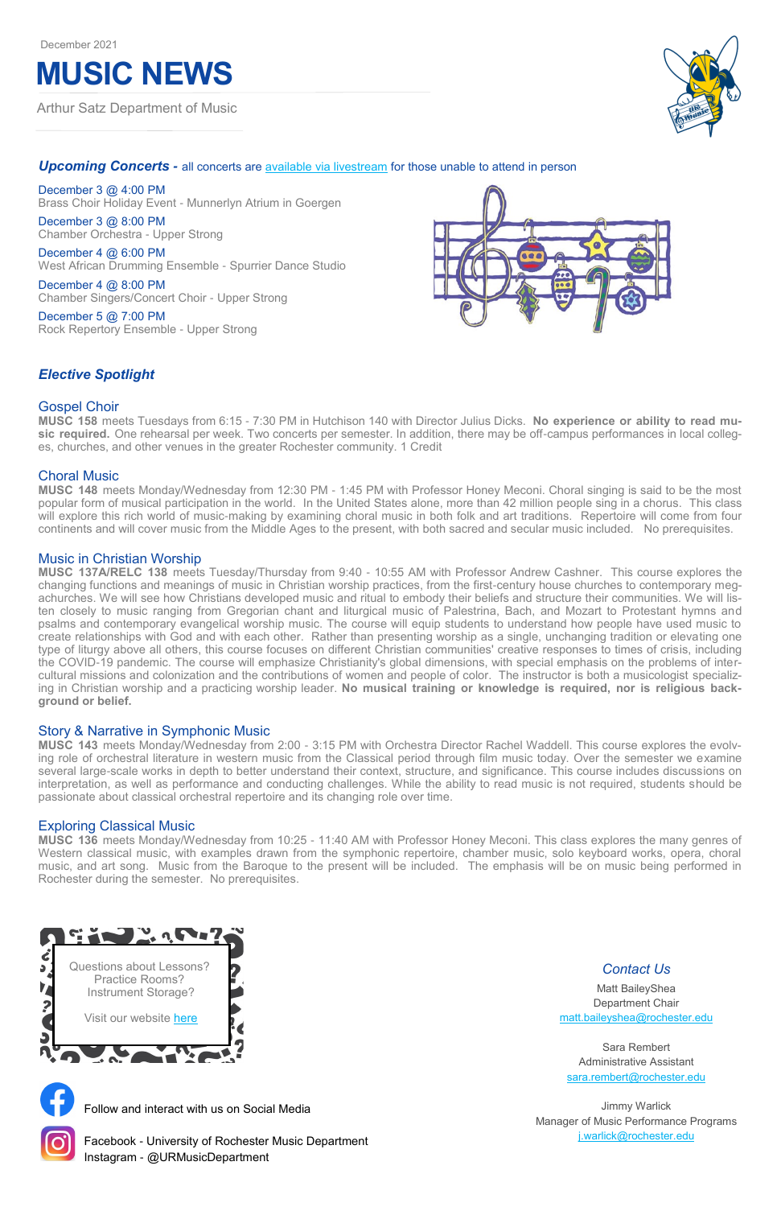December 2021

# MUSIC NEWS

Arthur Satz Department of Music

## *Upcoming Concerts* - all concerts are available via livestream for those unable to attend in person

December 3 @ 4:00 PM
Brass Choir Holiday Event - Munnerlyn Atrium in Goergen

December 3 @ 8:00 PM
Chamber Orchestra - Upper Strong

December 4 @ 6:00 PM
West African Drumming Ensemble - Spurrier Dance Studio

December 4 @ 8:00 PM
Chamber Singers/Concert Choir - Upper Strong

December 5 @ 7:00 PM
Rock Repertory Ensemble - Upper Strong

## *Elective Spotlight*

### Gospel Choir

**MUSC 158** meets Tuesdays from 6:15 - 7:30 PM in Hutchison 140 with Director Julius Dicks. **No experience or ability to read music required.** One rehearsal per week. Two concerts per semester. In addition, there may be off-campus performances in local colleges, churches, and other venues in the greater Rochester community. 1 Credit

### Choral Music

**MUSC 148** meets Monday/Wednesday from 12:30 PM - 1:45 PM with Professor Honey Meconi. Choral singing is said to be the most popular form of musical participation in the world. In the United States alone, more than 42 million people sing in a chorus. This class will explore this rich world of music-making by examining choral music in both folk and art traditions. Repertoire will come from four continents and will cover music from the Middle Ages to the present, with both sacred and secular music included. No prerequisites.

### Music in Christian Worship

**MUSC 137A/RELC 138** meets Tuesday/Thursday from 9:40 - 10:55 AM with Professor Andrew Cashner. This course explores the changing functions and meanings of music in Christian worship practices, from the first-century house churches to contemporary megachurches. We will see how Christians developed music and ritual to embody their beliefs and structure their communities. We will listen closely to music ranging from Gregorian chant and liturgical music of Palestrina, Bach, and Mozart to Protestant hymns and psalms and contemporary evangelical worship music. The course will equip students to understand how people have used music to create relationships with God and with each other. Rather than presenting worship as a single, unchanging tradition or elevating one type of liturgy above all others, this course focuses on different Christian communities' creative responses to times of crisis, including the COVID-19 pandemic. The course will emphasize Christianity's global dimensions, with special emphasis on the problems of intercultural missions and colonization and the contributions of women and people of color. The instructor is both a musicologist specializing in Christian worship and a practicing worship leader. **No musical training or knowledge is required, nor is religious background or belief.**

### Story & Narrative in Symphonic Music

**MUSC 143** meets Monday/Wednesday from 2:00 - 3:15 PM with Orchestra Director Rachel Waddell. This course explores the evolving role of orchestral literature in western music from the Classical period through film music today. Over the semester we examine several large-scale works in depth to better understand their context, structure, and significance. This course includes discussions on interpretation, as well as performance and conducting challenges. While the ability to read music is not required, students should be passionate about classical orchestral repertoire and its changing role over time.

### Exploring Classical Music

**MUSC 136** meets Monday/Wednesday from 10:25 - 11:40 AM with Professor Honey Meconi. This class explores the many genres of Western classical music, with examples drawn from the symphonic repertoire, chamber music, solo keyboard works, opera, choral music, and art song. Music from the Baroque to the present will be included. The emphasis will be on music being performed in Rochester during the semester. No prerequisites.

Questions about Lessons?
Practice Rooms?
Instrument Storage?

Visit our website here

Follow and interact with us on Social Media

Facebook - University of Rochester Music Department
Instagram - @URMusicDepartment

### *Contact Us*

Matt BaileyShea
Department Chair
matt.baileyshea@rochester.edu

Sara Rembert
Administrative Assistant
sara.rembert@rochester.edu

Jimmy Warlick
Manager of Music Performance Programs
j.warlick@rochester.edu